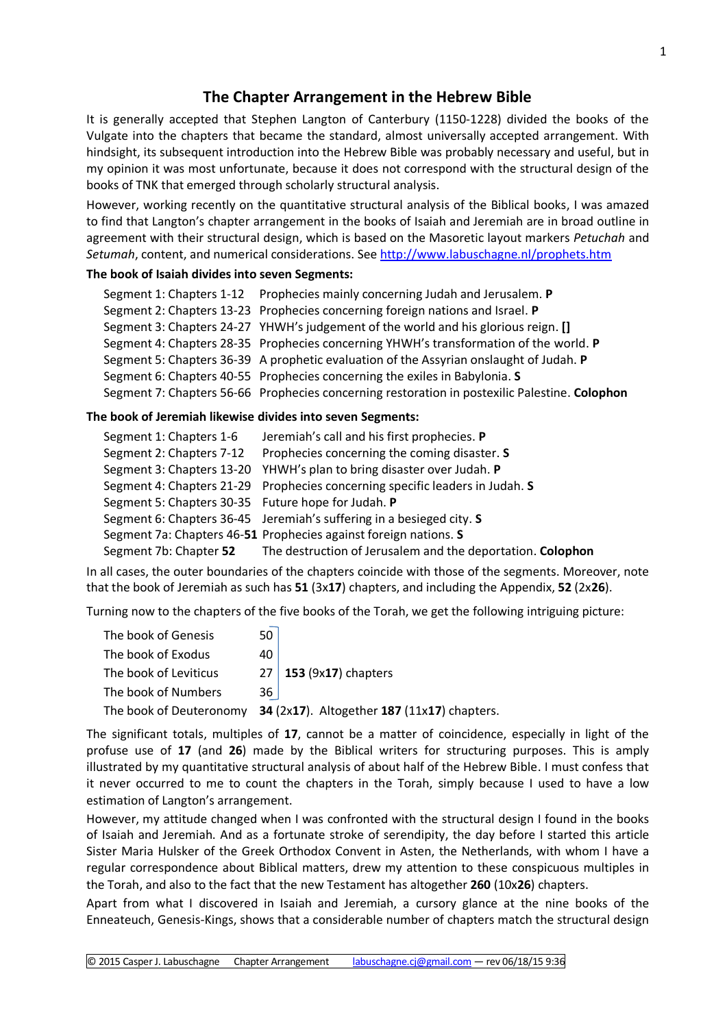# The Chapter Arrangement in the Hebrew Bible

It is generally accepted that Stephen Langton of Canterbury (1150-1228) divided the books of the Vulgate into the chapters that became the standard, almost universally accepted arrangement. With hindsight, its subsequent introduction into the Hebrew Bible was probably necessary and useful, but in my opinion it was most unfortunate, because it does not correspond with the structural design of the books of TNK that emerged through scholarly structural analysis.

However, working recently on the quantitative structural analysis of the Biblical books, I was amazed to find that Langton's chapter arrangement in the books of Isaiah and Jeremiah are in broad outline in agreement with their structural design, which is based on the Masoretic layout markers *Petuchah* and *Setumah*, content, and numerical considerations. See http://www.labuschagne.nl/prophets.htm

**The book of Isaiah divides into seven Segments:**

| | |
|---|---|
| Segment 1: Chapters 1-12 | Prophecies mainly concerning Judah and Jerusalem. **P** |
| Segment 2: Chapters 13-23 | Prophecies concerning foreign nations and Israel. **P** |
| Segment 3: Chapters 24-27 | YHWH's judgement of the world and his glorious reign. **[]** |
| Segment 4: Chapters 28-35 | Prophecies concerning YHWH's transformation of the world. **P** |
| Segment 5: Chapters 36-39 | A prophetic evaluation of the Assyrian onslaught of Judah. **P** |
| Segment 6: Chapters 40-55 | Prophecies concerning the exiles in Babylonia. **S** |
| Segment 7: Chapters 56-66 | Prophecies concerning restoration in postexilic Palestine. **Colophon** |

**The book of Jeremiah likewise divides into seven Segments:**

| | |
|---|---|
| Segment 1: Chapters 1-6 | Jeremiah's call and his first prophecies. **P** |
| Segment 2: Chapters 7-12 | Prophecies concerning the coming disaster. **S** |
| Segment 3: Chapters 13-20 | YHWH's plan to bring disaster over Judah. **P** |
| Segment 4: Chapters 21-29 | Prophecies concerning specific leaders in Judah. **S** |
| Segment 5: Chapters 30-35 | Future hope for Judah. **P** |
| Segment 6: Chapters 36-45 | Jeremiah's suffering in a besieged city. **S** |
| Segment 7a: Chapters 46-**51** | Prophecies against foreign nations. **S** |
| Segment 7b: Chapter **52** | The destruction of Jerusalem and the deportation. **Colophon** |

In all cases, the outer boundaries of the chapters coincide with those of the segments. Moreover, note that the book of Jeremiah as such has **51** (3x**17**) chapters, and including the Appendix, **52** (2x**26**).

Turning now to the chapters of the five books of the Torah, we get the following intriguing picture:

| | | |
|---|---|---|
| The book of Genesis | 50 | |
| The book of Exodus | 40 | |
| The book of Leviticus | 27 | **153** (9x**17**) chapters |
| The book of Numbers | 36 | |
| The book of Deuteronomy | **34** (2x**17**). Altogether **187** (11x**17**) chapters. | |

The significant totals, multiples of **17**, cannot be a matter of coincidence, especially in light of the profuse use of **17** (and **26**) made by the Biblical writers for structuring purposes. This is amply illustrated by my quantitative structural analysis of about half of the Hebrew Bible. I must confess that it never occurred to me to count the chapters in the Torah, simply because I used to have a low estimation of Langton's arrangement.

However, my attitude changed when I was confronted with the structural design I found in the books of Isaiah and Jeremiah. And as a fortunate stroke of serendipity, the day before I started this article Sister Maria Hulsker of the Greek Orthodox Convent in Asten, the Netherlands, with whom I have a regular correspondence about Biblical matters, drew my attention to these conspicuous multiples in the Torah, and also to the fact that the new Testament has altogether **260** (10x**26**) chapters.

Apart from what I discovered in Isaiah and Jeremiah, a cursory glance at the nine books of the Enneateuch, Genesis-Kings, shows that a considerable number of chapters match the structural design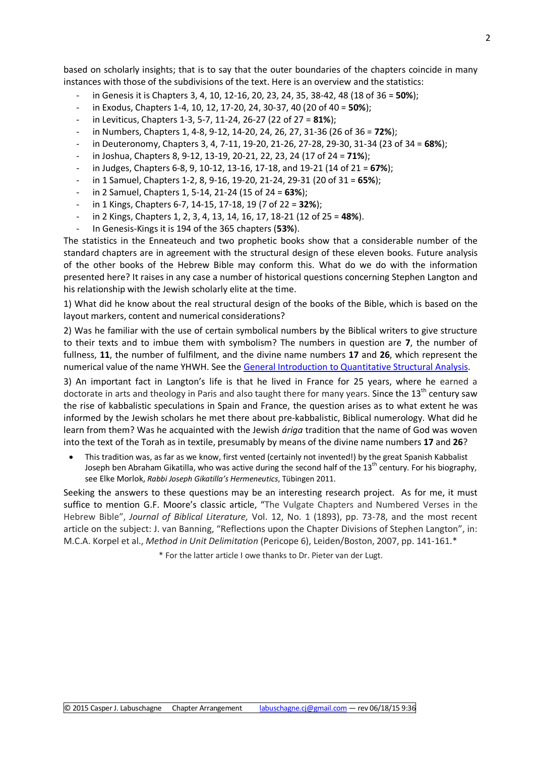based on scholarly insights; that is to say that the outer boundaries of the chapters coincide in many instances with those of the subdivisions of the text. Here is an overview and the statistics:

- in Genesis it is Chapters 3, 4, 10, 12-16, 20, 23, 24, 35, 38-42, 48 (18 of 36 = **50%**);
- in Exodus, Chapters 1-4, 10, 12, 17-20, 24, 30-37, 40 (20 of 40 = **50%**);
- in Leviticus, Chapters 1-3, 5-7, 11-24, 26-27 (22 of 27 = **81%**);
- in Numbers, Chapters 1, 4-8, 9-12, 14-20, 24, 26, 27, 31-36 (26 of 36 = **72%**);
- in Deuteronomy, Chapters 3, 4, 7-11, 19-20, 21-26, 27-28, 29-30, 31-34 (23 of 34 = **68%**);
- in Joshua, Chapters 8, 9-12, 13-19, 20-21, 22, 23, 24 (17 of 24 = **71%**);
- in Judges, Chapters 6-8, 9, 10-12, 13-16, 17-18, and 19-21 (14 of 21 = **67%**);
- in 1 Samuel, Chapters 1-2, 8, 9-16, 19-20, 21-24, 29-31 (20 of 31 = **65%**);
- in 2 Samuel, Chapters 1, 5-14, 21-24 (15 of 24 = **63%**);
- in 1 Kings, Chapters 6-7, 14-15, 17-18, 19 (7 of 22 = **32%**);
- in 2 Kings, Chapters 1, 2, 3, 4, 13, 14, 16, 17, 18-21 (12 of 25 = **48%**).
- In Genesis-Kings it is 194 of the 365 chapters (**53%**).

The statistics in the Enneateuch and two prophetic books show that a considerable number of the standard chapters are in agreement with the structural design of these eleven books. Future analysis of the other books of the Hebrew Bible may conform this. What do we do with the information presented here? It raises in any case a number of historical questions concerning Stephen Langton and his relationship with the Jewish scholarly elite at the time.

1) What did he know about the real structural design of the books of the Bible, which is based on the layout markers, content and numerical considerations?

2) Was he familiar with the use of certain symbolical numbers by the Biblical writers to give structure to their texts and to imbue them with symbolism? The numbers in question are **7**, the number of fullness, **11**, the number of fulfilment, and the divine name numbers **17** and **26**, which represent the numerical value of the name YHWH. See the General Introduction to Quantitative Structural Analysis.

3) An important fact in Langton's life is that he lived in France for 25 years, where he earned a doctorate in arts and theology in Paris and also taught there for many years. Since the 13th century saw the rise of kabbalistic speculations in Spain and France, the question arises as to what extent he was informed by the Jewish scholars he met there about pre-kabbalistic, Biblical numerology. What did he learn from them? Was he acquainted with the Jewish *áriga* tradition that the name of God was woven into the text of the Torah as in textile, presumably by means of the divine name numbers **17** and **26**?

- This tradition was, as far as we know, first vented (certainly not invented!) by the great Spanish Kabbalist Joseph ben Abraham Gikatilla, who was active during the second half of the 13th century. For his biography, see Elke Morlok, *Rabbi Joseph Gikatilla's Hermeneutics*, Tübingen 2011.

Seeking the answers to these questions may be an interesting research project. As for me, it must suffice to mention G.F. Moore's classic article, "The Vulgate Chapters and Numbered Verses in the Hebrew Bible", *Journal of Biblical Literature,* Vol. 12, No. 1 (1893), pp. 73-78, and the most recent article on the subject: J. van Banning, "Reflections upon the Chapter Divisions of Stephen Langton", in: M.C.A. Korpel et al., *Method in Unit Delimitation* (Pericope 6), Leiden/Boston, 2007, pp. 141-161.*

\* For the latter article I owe thanks to Dr. Pieter van der Lugt.